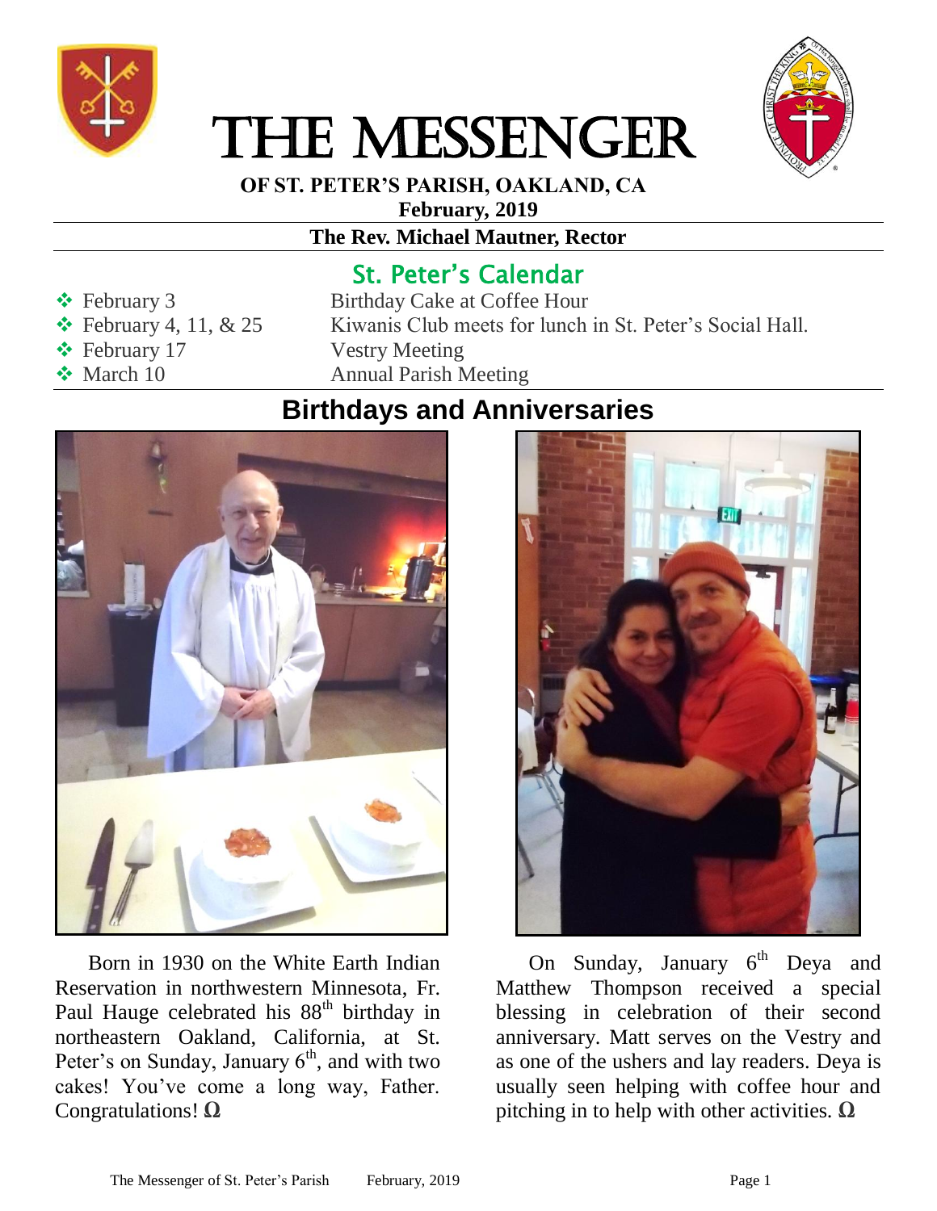# THE MESSENGER

**OF ST. PETER'S PARISH, OAKLAND, CA**

**February, 2019**

**The Rev. Michael Mautner, Rector**

## St. Peter's Calendar

- February 3 — Birthday Cake at Coffee Hour
- February 4, 11, & 25 — Kiwanis Club meets for lunch in St. Peter's Social Hall.
- February 17 — Vestry Meeting
- March 10 — Annual Parish Meeting

## Birthdays and Anniversaries

Born in 1930 on the White Earth Indian Reservation in northwestern Minnesota, Fr. Paul Hauge celebrated his 88th birthday in northeastern Oakland, California, at St. Peter's on Sunday, January 6th, and with two cakes! You've come a long way, Father. Congratulations! **Ω**

On Sunday, January 6th Deya and Matthew Thompson received a special blessing in celebration of their second anniversary. Matt serves on the Vestry and as one of the ushers and lay readers. Deya is usually seen helping with coffee hour and pitching in to help with other activities. **Ω**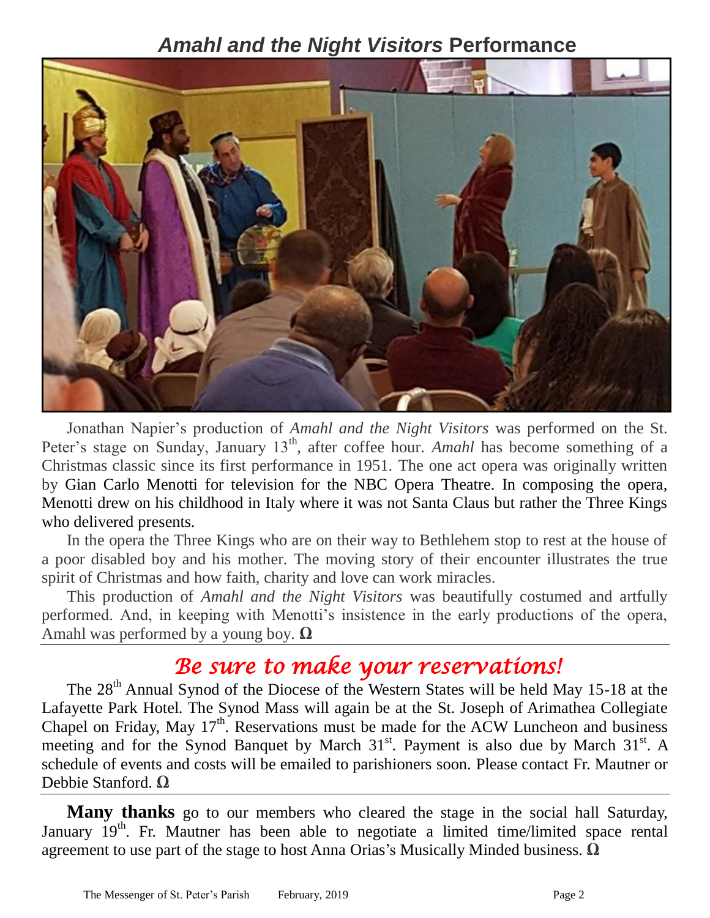## *Amahl and the Night Visitors* Performance

Jonathan Napier's production of *Amahl and the Night Visitors* was performed on the St. Peter's stage on Sunday, January 13th, after coffee hour. *Amahl* has become something of a Christmas classic since its first performance in 1951. The one act opera was originally written by Gian Carlo Menotti for television for the NBC Opera Theatre. In composing the opera, Menotti drew on his childhood in Italy where it was not Santa Claus but rather the Three Kings who delivered presents.

In the opera the Three Kings who are on their way to Bethlehem stop to rest at the house of a poor disabled boy and his mother. The moving story of their encounter illustrates the true spirit of Christmas and how faith, charity and love can work miracles.

This production of *Amahl and the Night Visitors* was beautifully costumed and artfully performed. And, in keeping with Menotti's insistence in the early productions of the opera, Amahl was performed by a young boy. **Ω**

## *Be sure to make your reservations!*

The 28th Annual Synod of the Diocese of the Western States will be held May 15-18 at the Lafayette Park Hotel. The Synod Mass will again be at the St. Joseph of Arimathea Collegiate Chapel on Friday, May 17th. Reservations must be made for the ACW Luncheon and business meeting and for the Synod Banquet by March 31st. Payment is also due by March 31st. A schedule of events and costs will be emailed to parishioners soon. Please contact Fr. Mautner or Debbie Stanford. **Ω**

**Many thanks** go to our members who cleared the stage in the social hall Saturday, January 19th. Fr. Mautner has been able to negotiate a limited time/limited space rental agreement to use part of the stage to host Anna Orias's Musically Minded business. **Ω**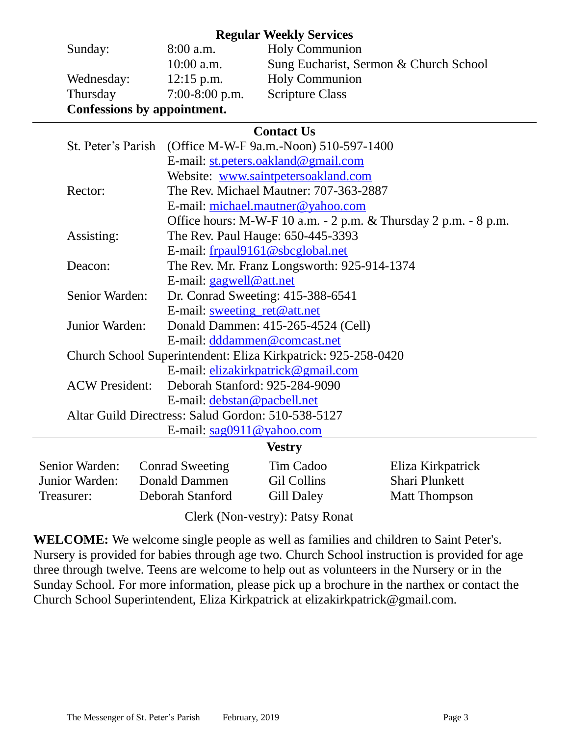## Regular Weekly Services

| | | |
|---|---|---|
| Sunday: | 8:00 a.m. | Holy Communion |
| | 10:00 a.m. | Sung Eucharist, Sermon & Church School |
| Wednesday: | 12:15 p.m. | Holy Communion |
| Thursday | 7:00-8:00 p.m. | Scripture Class |

**Confessions by appointment.**

---

## Contact Us

| | |
|---|---|
| St. Peter's Parish | (Office M-W-F 9a.m.-Noon) 510-597-1400 |
| | E-mail: st.peters.oakland@gmail.com |
| | Website: www.saintpetersoakland.com |
| Rector: | The Rev. Michael Mautner: 707-363-2887 |
| | E-mail: michael.mautner@yahoo.com |
| | Office hours: M-W-F 10 a.m. - 2 p.m. & Thursday 2 p.m. - 8 p.m. |
| Assisting: | The Rev. Paul Hauge: 650-445-3393 |
| | E-mail: frpaul9161@sbcglobal.net |
| Deacon: | The Rev. Mr. Franz Longsworth: 925-914-1374 |
| | E-mail: gagwell@att.net |
| Senior Warden: | Dr. Conrad Sweeting: 415-388-6541 |
| | E-mail: sweeting_ret@att.net |
| Junior Warden: | Donald Dammen: 415-265-4524 (Cell) |
| | E-mail: dddammen@comcast.net |

Church School Superintendent: Eliza Kirkpatrick: 925-258-0420
E-mail: elizakirkpatrick@gmail.com

ACW President: Deborah Stanford: 925-284-9090
E-mail: debstan@pacbell.net

Altar Guild Directress: Salud Gordon: 510-538-5127
E-mail: sag0911@yahoo.com

---

## Vestry

| | | | |
|---|---|---|---|
| Senior Warden: | Conrad Sweeting | Tim Cadoo | Eliza Kirkpatrick |
| Junior Warden: | Donald Dammen | Gil Collins | Shari Plunkett |
| Treasurer: | Deborah Stanford | Gill Daley | Matt Thompson |

Clerk (Non-vestry): Patsy Ronat

**WELCOME:** We welcome single people as well as families and children to Saint Peter's. Nursery is provided for babies through age two. Church School instruction is provided for age three through twelve. Teens are welcome to help out as volunteers in the Nursery or in the Sunday School. For more information, please pick up a brochure in the narthex or contact the Church School Superintendent, Eliza Kirkpatrick at elizakirkpatrick@gmail.com.